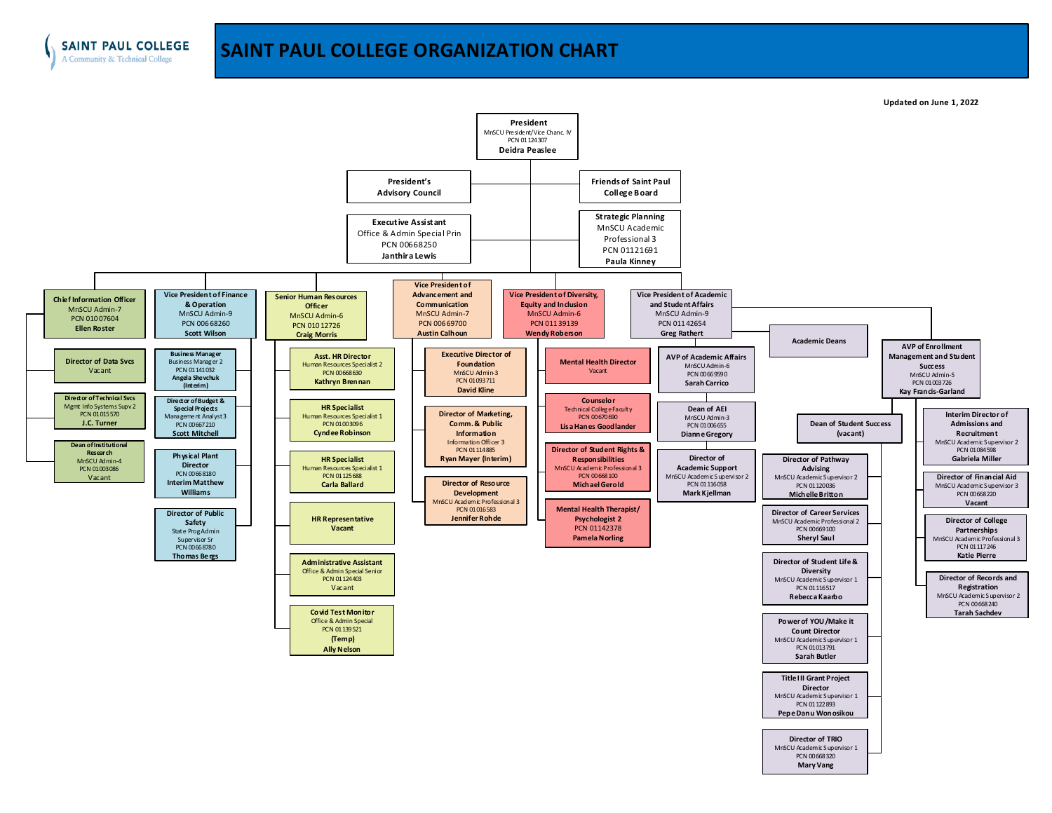SAINT PAUL COLLEGE
A Community & Technical College

# SAINT PAUL COLLEGE ORGANIZATION CHART

Updated on June 1, 2022

**President**
MnSCU President/Vice Chanc. IV
PCN 01124307
**Deidra Peaslee**

**President's Advisory Council**

**Friends of Saint Paul College Board**

**Executive Assistant**
Office & Admin Special Prin
PCN 00668250
**Janthira Lewis**

**Strategic Planning**
MnSCU Academic Professional 3
PCN 01121691
**Paula Kinney**

## Chief Information Officer
MnSCU Admin-7
PCN 01007604
**Ellen Roster**

- **Director of Data Svcs** — Vacant
- **Director of Technical Svcs** — Mgmt Info Systems Supv 2, PCN 01015570, **J.C. Turner**
- **Dean of Institutional Research** — MnSCU Admin-4, PCN 01003086, Vacant

## Vice President of Finance & Operation
MnSCU Admin-9
PCN 00668260
**Scott Wilson**

- **Business Manager** — Business Manager 2, PCN 01141032, **Angela Shevchuk (Interim)**
- **Director of Budget & Special Projects** — Management Analyst 3, PCN 00667210, **Scott Mitchell**
- **Physical Plant Director** — PCN 00668180, **Interim Matthew Williams**
- **Director of Public Safety** — State Prog Admin Supervisor Sr, PCN 00668780, **Thomas Bergs**

## Senior Human Resources Officer
MnSCU Admin-6
PCN 01012726
**Craig Morris**

- **Asst. HR Director** — Human Resources Specialist 2, PCN 00668630, **Kathryn Brennan**
- **HR Specialist** — Human Resources Specialist 1, PCN 01003096, **Cyndee Robinson**
- **HR Specialist** — Human Resources Specialist 1, PCN 01125688, **Carla Ballard**
- **HR Representative** — Vacant
- **Administrative Assistant** — Office & Admin Special Senior, PCN 01124403, Vacant
- **Covid Test Monitor** — Office & Admin Special, PCN 01139521, **(Temp) Ally Nelson**

## Vice President of Advancement and Communication
MnSCU Admin-7
PCN 00669700
**Austin Calhoun**

- **Executive Director of Foundation** — MnSCU Admin-3, PCN 01093711, **David Kline**
- **Director of Marketing, Comm. & Public Information** — Information Officer 3, PCN 01114885, **Ryan Mayer (Interim)**
- **Director of Resource Development** — MnSCU Academic Professional 3, PCN 01016583, **Jennifer Rohde**

## Vice President of Diversity, Equity and Inclusion
MnSCU Admin-6
PCN 01139139
**Wendy Roberson**

- **Mental Health Director** — Vacant
- **Counselor** — Technical College Faculty, PCN 00670690, **Lisa Hanes Goodlander**
- **Director of Student Rights & Responsibilities** — MnSCU Academic Professional 3, PCN 00668100, **Michael Gerold**
- **Mental Health Therapist/ Psychologist 2** — PCN 01142378, **Pamela Norling**

## Vice President of Academic and Student Affairs
MnSCU Admin-9
PCN 01142654
**Greg Rathert**

- **Academic Deans**
- **AVP of Academic Affairs** — MnSCU Admin-6, PCN 00669590, **Sarah Carrico**
- **Dean of AEI** — MnSCU Admin-3, PCN 01006655, **Dianne Gregory**
- **Director of Academic Support** — MnSCU Academic Supervisor 2, PCN 01116058, **Mark Kjellman**

### AVP of Enrollment Management and Student Success
MnSCU Admin-5
PCN 01003726
**Kay Francis-Garland**

- **Interim Director of Admissions and Recruitment** — MnSCU Academic Supervisor 2, PCN 01084598, **Gabriela Miller**
- **Director of Financial Aid** — MnSCU Academic Supervisor 3, PCN 00668220, Vacant
- **Director of College Partnerships** — MnSCU Academic Professional 3, PCN 01117246, **Katie Pierre**
- **Director of Records and Registration** — MnSCU Academic Supervisor 2, PCN 00668240, **Tarah Sachdev**

#### Dean of Student Success (vacant)

- **Director of Pathway Advising** — MnSCU Academic Supervisor 2, PCN 01120036, **Michelle Britton**
- **Director of Career Services** — MnSCU Academic Professional 2, PCN 00669100, **Sheryl Saul**
- **Director of Student Life & Diversity** — MnSCU Academic Supervisor 1, PCN 01116517, **Rebecca Kaarbo**
- **Power of YOU /Make it Count Director** — MnSCU Academic Supervisor 1, PCN 01013791, **Sarah Butler**
- **Title III Grant Project Director** — MnSCU Academic Supervisor 1, PCN 01122893, **Pepe Danu Wonosikou**
- **Director of TRIO** — MnSCU Academic Supervisor 1, PCN 00668320, **Mary Vang**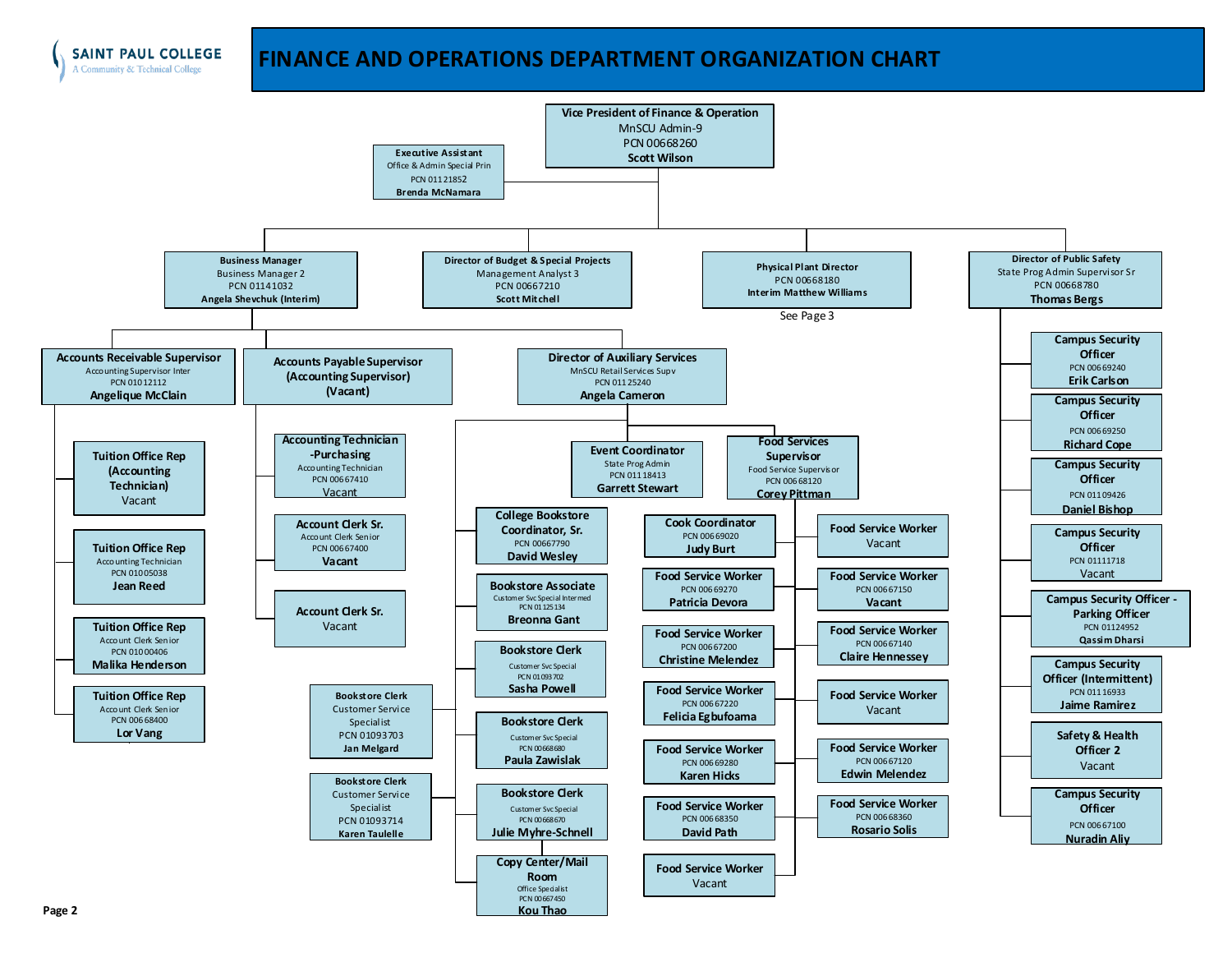SAINT PAUL COLLEGE
A Community & Technical College

# FINANCE AND OPERATIONS DEPARTMENT ORGANIZATION CHART

**Vice President of Finance & Operation**
MnSCU Admin-9
PCN 00668260
**Scott Wilson**

- **Executive Assistant**
  Office & Admin Special Prin
  PCN 01121852
  **Brenda McNamara**

- **Business Manager**
  Business Manager 2
  PCN 01141032
  **Angela Shevchuk (Interim)**
  - **Accounts Receivable Supervisor**
    Accounting Supervisor Inter
    PCN 01012112
    **Angelique McClain**
    - **Tuition Office Rep (Accounting Technician)**
      Vacant
    - **Tuition Office Rep**
      Accounting Technician
      PCN 01005038
      **Jean Reed**
    - **Tuition Office Rep**
      Account Clerk Senior
      PCN 01000406
      **Malika Henderson**
    - **Tuition Office Rep**
      Account Clerk Senior
      PCN 00668400
      **Lor Vang**
  - **Accounts Payable Supervisor (Accounting Supervisor) (Vacant)**
    - **Accounting Technician -Purchasing**
      Accounting Technician
      PCN 00667410
      Vacant
    - **Account Clerk Sr.**
      Account Clerk Senior
      PCN 00667400
      **Vacant**
    - **Account Clerk Sr.**
      Vacant
  - **Director of Auxiliary Services**
    MnSCU Retail Services Supv
    PCN 01125240
    **Angela Cameron**
    - **College Bookstore Coordinator, Sr.**
      PCN 00667790
      **David Wesley**
    - **Bookstore Associate**
      Customer Svc Special Intermed
      PCN 01125134
      **Breonna Gant**
    - **Bookstore Clerk**
      Customer Svc Special
      PCN 01093702
      **Sasha Powell**
    - **Bookstore Clerk**
      Customer Service Specialist
      PCN 01093703
      **Jan Melgard**
    - **Bookstore Clerk**
      Customer Svc Special
      PCN 00668680
      **Paula Zawislak**
    - **Bookstore Clerk**
      Customer Service Specialist
      PCN 01093714
      **Karen Taulelle**
    - **Bookstore Clerk**
      Customer Svc Special
      PCN 00668670
      **Julie Myhre-Schnell**
    - **Copy Center/Mail Room**
      Office Specialist
      PCN 00667450
      **Kou Thao**
    - **Event Coordinator**
      State Prog Admin
      PCN 01118413
      **Garrett Stewart**
    - **Food Services Supervisor**
      Food Service Supervisor
      PCN 00668120
      **Corey Pittman**
      - **Cook Coordinator**
        PCN 00669020
        **Judy Burt**
      - **Food Service Worker**
        PCN 00669270
        **Patricia Devora**
      - **Food Service Worker**
        PCN 00667200
        **Christine Melendez**
      - **Food Service Worker**
        PCN 00667220
        **Felicia Egbufoama**
      - **Food Service Worker**
        PCN 00669280
        **Karen Hicks**
      - **Food Service Worker**
        PCN 00668350
        **David Path**
      - **Food Service Worker**
        Vacant
      - **Food Service Worker**
        Vacant
      - **Food Service Worker**
        PCN 00667150
        **Vacant**
      - **Food Service Worker**
        PCN 00667140
        **Claire Hennessey**
      - **Food Service Worker**
        Vacant
      - **Food Service Worker**
        PCN 00667120
        **Edwin Melendez**
      - **Food Service Worker**
        PCN 00668360
        **Rosario Solis**

- **Director of Budget & Special Projects**
  Management Analyst 3
  PCN 00667210
  **Scott Mitchell**

- **Physical Plant Director**
  PCN 00668180
  **Interim Matthew Williams**
  See Page 3

- **Director of Public Safety**
  State Prog Admin Supervisor Sr
  PCN 00668780
  **Thomas Bergs**
  - **Campus Security Officer**
    PCN 00669240
    **Erik Carlson**
  - **Campus Security Officer**
    PCN 00669250
    **Richard Cope**
  - **Campus Security Officer**
    PCN 01109426
    **Daniel Bishop**
  - **Campus Security Officer**
    PCN 01111718
    Vacant
  - **Campus Security Officer - Parking Officer**
    PCN 01124952
    **Qassim Dharsi**
  - **Campus Security Officer (Intermittent)**
    PCN 01116933
    **Jaime Ramirez**
  - **Safety & Health Officer 2**
    Vacant
  - **Campus Security Officer**
    PCN 00667100
    **Nuradin Aliy**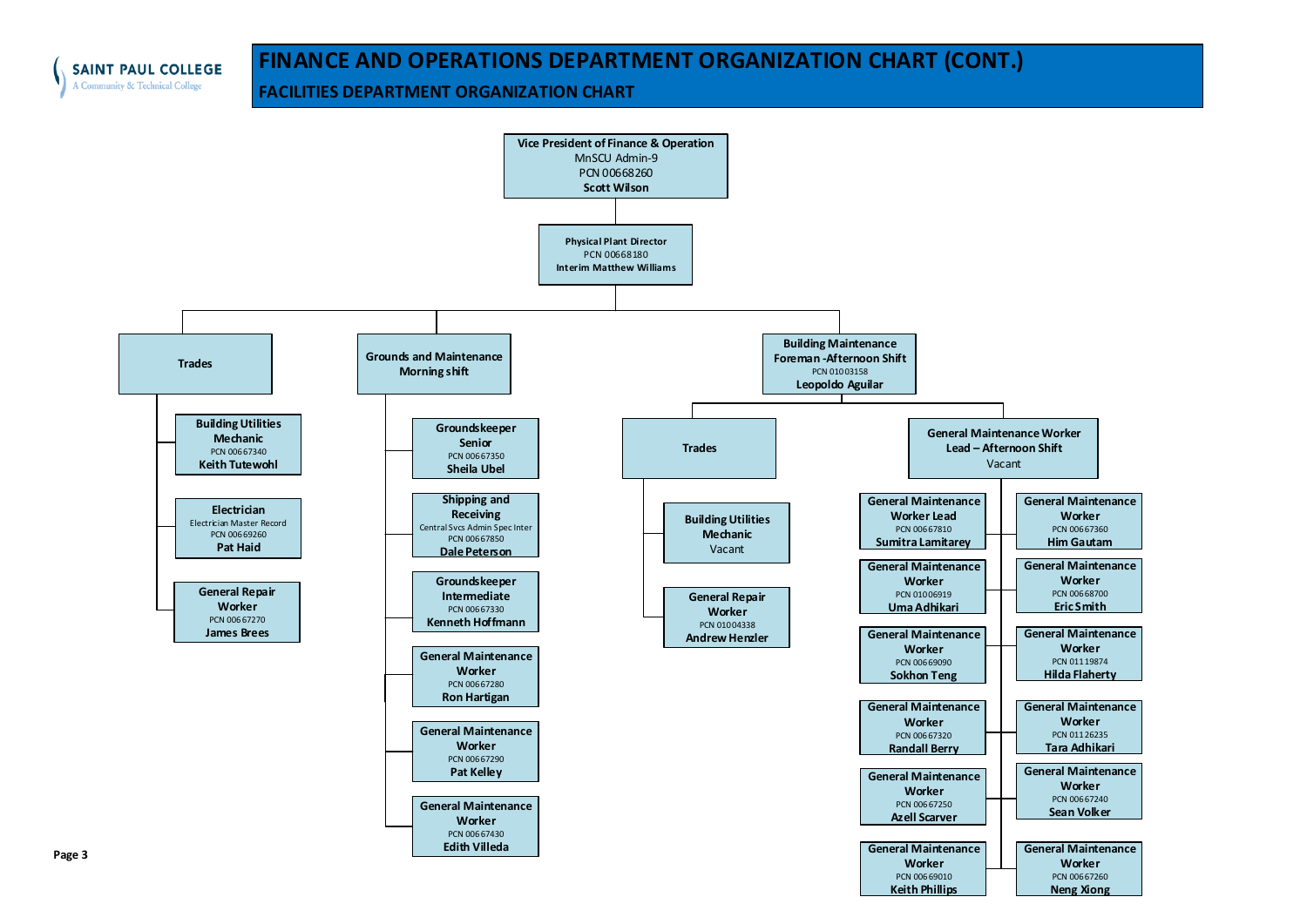SAINT PAUL COLLEGE
A Community & Technical College

# FINANCE AND OPERATIONS DEPARTMENT ORGANIZATION CHART (CONT.)

## FACILITIES DEPARTMENT ORGANIZATION CHART

**Vice President of Finance & Operation**
MnSCU Admin-9
PCN 00668260
**Scott Wilson**

**Physical Plant Director**
PCN 00668180
**Interim Matthew Williams**

**Trades**

- **Building Utilities Mechanic**
  PCN 00667340
  **Keith Tutewohl**
- **Electrician**
  Electrician Master Record
  PCN 00669260
  **Pat Haid**
- **General Repair Worker**
  PCN 00667270
  **James Brees**

**Grounds and Maintenance Morning shift**

- **Groundskeeper Senior**
  PCN 00667350
  **Sheila Ubel**
- **Shipping and Receiving**
  Central Svcs Admin Spec Inter
  PCN 00667850
  **Dale Peterson**
- **Groundskeeper Intermediate**
  PCN 00667330
  **Kenneth Hoffmann**
- **General Maintenance Worker**
  PCN 00667280
  **Ron Hartigan**
- **General Maintenance Worker**
  PCN 00667290
  **Pat Kelley**
- **General Maintenance Worker**
  PCN 00667430
  **Edith Villeda**

**Building Maintenance Foreman -Afternoon Shift**
PCN 01003158
**Leopoldo Aguilar**

**Trades**

- **Building Utilities Mechanic**
  Vacant
- **General Repair Worker**
  PCN 01004338
  **Andrew Henzler**

**General Maintenance Worker Lead – Afternoon Shift**
Vacant

- **General Maintenance Worker Lead**
  PCN 00667810
  **Sumitra Lamitarey**
- **General Maintenance Worker**
  PCN 00667360
  **Him Gautam**
- **General Maintenance Worker**
  PCN 01006919
  **Uma Adhikari**
- **General Maintenance Worker**
  PCN 00668700
  **Eric Smith**
- **General Maintenance Worker**
  PCN 00669090
  **Sokhon Teng**
- **General Maintenance Worker**
  PCN 01119874
  **Hilda Flaherty**
- **General Maintenance Worker**
  PCN 00667320
  **Randall Berry**
- **General Maintenance Worker**
  PCN 01126235
  **Tara Adhikari**
- **General Maintenance Worker**
  PCN 00667250
  **Azell Scarver**
- **General Maintenance Worker**
  PCN 00667240
  **Sean Volker**
- **General Maintenance Worker**
  PCN 00669010
  **Keith Phillips**
- **General Maintenance Worker**
  PCN 00667260
  **Neng Xiong**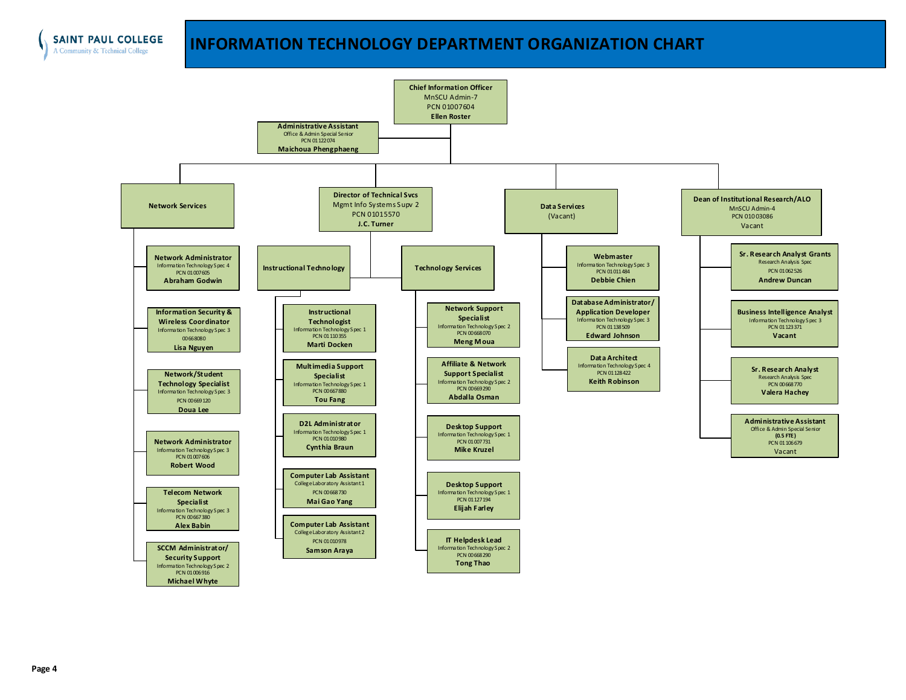SAINT PAUL COLLEGE
A Community & Technical College

# INFORMATION TECHNOLOGY DEPARTMENT ORGANIZATION CHART

**Chief Information Officer**
MnSCU Admin-7
PCN 01007604
**Ellen Roster**

**Administrative Assistant**
Office & Admin Special Senior
PCN 01122074
**Maichoua Phengphaeng**

## Network Services

**Network Administrator**
Information Technology Spec 4
PCN 01007605
**Abraham Godwin**

**Information Security & Wireless Coordinator**
Information Technology Spec 3
00668080
**Lisa Nguyen**

**Network/Student Technology Specialist**
Information Technology Spec 3
PCN 00669120
**Doua Lee**

**Network Administrator**
Information Technology Spec 3
PCN 01007606
**Robert Wood**

**Telecom Network Specialist**
Information Technology Spec 3
PCN 00667380
**Alex Babin**

**SCCM Administrator/ Security Support**
Information Technology Spec 2
PCN 01006916
**Michael Whyte**

## Director of Technical Svcs

Mgmt Info Systems Supv 2
PCN 01015570
**J.C. Turner**

### Instructional Technology

**Instructional Technologist**
Information Technology Spec 1
PCN 01110355
**Marti Docken**

**Multimedia Support Specialist**
Information Technology Spec 1
PCN 00667880
**Tou Fang**

**D2L Administrator**
Information Technology Spec 1
PCN 01010980
**Cynthia Braun**

**Computer Lab Assistant**
College Laboratory Assistant 1
PCN 00668730
**Mai Gao Yang**

**Computer Lab Assistant**
College Laboratory Assistant 2
PCN 01010978
**Samson Araya**

### Technology Services

**Network Support Specialist**
Information Technology Spec 2
PCN 00668070
**Meng Moua**

**Affiliate & Network Support Specialist**
Information Technology Spec 2
PCN 00669290
**Abdalla Osman**

**Desktop Support**
Information Technology Spec 1
PCN 01007731
**Mike Kruzel**

**Desktop Support**
Information Technology Spec 1
PCN 01127194
**Elijah Farley**

**IT Helpdesk Lead**
Information Technology Spec 2
PCN 00668290
**Tong Thao**

## Data Services

(Vacant)

**Webmaster**
Information Technology Spec 3
PCN 01011484
**Debbie Chien**

**Database Administrator/ Application Developer**
Information Technology Spec 3
PCN 01138509
**Edward Johnson**

**Data Architect**
Information Technology Spec 4
PCN 01128422
**Keith Robinson**

## Dean of Institutional Research/ALO

MnSCU Admin-4
PCN 01003086
Vacant

**Sr. Research Analyst Grants**
Research Analysis Spec
PCN 01062526
**Andrew Duncan**

**Business Intelligence Analyst**
Information Technology Spec 3
PCN 01123371
**Vacant**

**Sr. Research Analyst**
Research Analysis Spec
PCN 00668770
**Valera Hachey**

**Administrative Assistant**
Office & Admin Special Senior
**(0.5 FTE)**
PCN 01106679
Vacant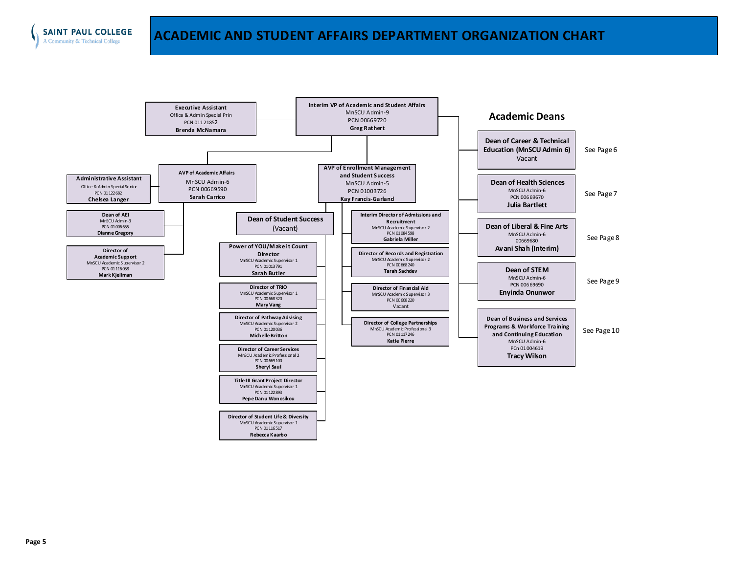# ACADEMIC AND STUDENT AFFAIRS DEPARTMENT ORGANIZATION CHART

**Interim VP of Academic and Student Affairs**
MnSCU Admin-9
PCN 00669720
**Greg Rathert**

**Executive Assistant**
Office & Admin Special Prin
PCN 01121852
**Brenda McNamara**

**AVP of Academic Affairs**
MnSCU Admin-6
PCN 00669590
**Sarah Carrico**

- **Administrative Assistant**
  Office & Admin Special Senior
  PCN 01122682
  **Chelsea Langer**
- **Dean of AEI**
  MnSCU Admin-3
  PCN 01006655
  **Dianne Gregory**
- **Director of Academic Support**
  MnSCU Academic Supervisor 2
  PCN 01116058
  **Mark Kjellman**

**AVP of Enrollment Management and Student Success**
MnSCU Admin-5
PCN 01003726
**Kay Francis-Garland**

- **Dean of Student Success**
  (Vacant)
  - **Power of YOU/Make it Count Director**
    MnSCU Academic Supervisor 1
    PCN 01013791
    **Sarah Butler**
  - **Director of TRIO**
    MnSCU Academic Supervisor 1
    PCN 00668320
    **Mary Vang**
  - **Director of Pathway Advising**
    MnSCU Academic Supervisor 2
    PCN 01120036
    **Michelle Britton**
  - **Director of Career Services**
    MnSCU Academic Professional 2
    PCN 00669100
    **Sheryl Saul**
  - **Title III Grant Project Director**
    MnSCU Academic Supervisor 1
    PCN 01122893
    **Pepe Danu Wonosikou**
  - **Director of Student Life & Diversity**
    MnSCU Academic Supervisor 1
    PCN 01116517
    **Rebecca Kaarbo**
- **Interim Director of Admissions and Recruitment**
  MnSCU Academic Supervisor 2
  PCN 01084598
  **Gabriela Miller**
- **Director of Records and Registration**
  MnSCU Academic Supervisor 2
  PCN 00668240
  **Tarah Sachdev**
- **Director of Financial Aid**
  MnSCU Academic Supervisor 3
  PCN 00668220
  Vacant
- **Director of College Partnerships**
  MnSCU Academic Professional 3
  PCN 01117246
  **Katie Pierre**

## Academic Deans

- **Dean of Career & Technical Education (MnSCU Admin 6)**
  Vacant
  See Page 6
- **Dean of Health Sciences**
  MnSCU Admin-6
  PCN 00669670
  **Julia Bartlett**
  See Page 7
- **Dean of Liberal & Fine Arts**
  MnSCU Admin-6
  00669680
  **Avani Shah (Interim)**
  See Page 8
- **Dean of STEM**
  MnSCU Admin-6
  PCN 00669690
  **Enyinda Onunwor**
  See Page 9
- **Dean of Business and Services Programs & Workforce Training and Continuing Education**
  MnSCU Admin-6
  PCn 01004619
  **Tracy Wilson**
  See Page 10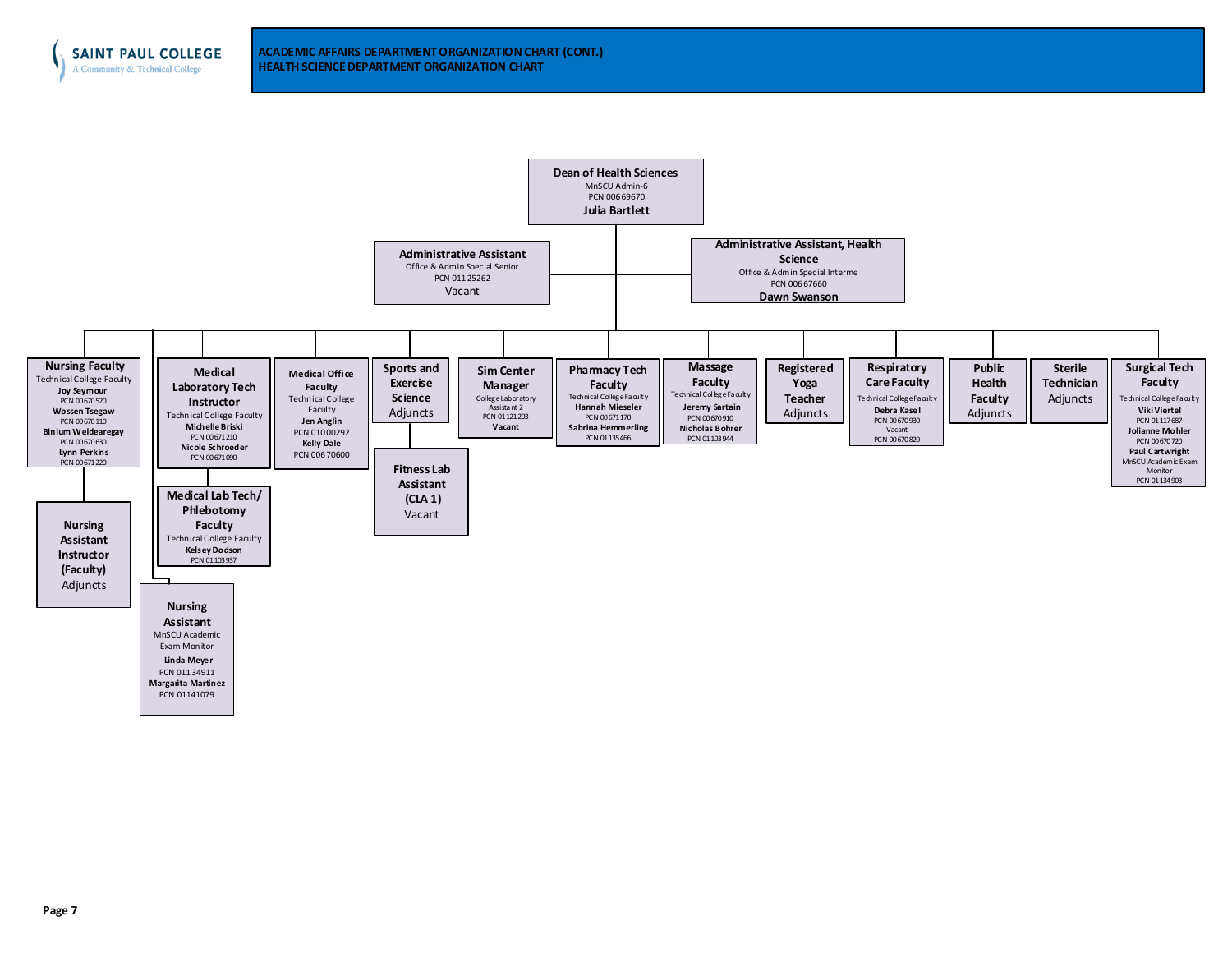SAINT PAUL COLLEGE
A Community & Technical College

**ACADEMIC AFFAIRS DEPARTMENT ORGANIZATION CHART (CONT.)**
**HEALTH SCIENCE DEPARTMENT ORGANIZATION CHART**

**Dean of Health Sciences**
MnSCU Admin-6
PCN 00669670
**Julia Bartlett**

**Administrative Assistant**
Office & Admin Special Senior
PCN 01125262
Vacant

**Administrative Assistant, Health Science**
Office & Admin Special Interme
PCN 00667660
**Dawn Swanson**

**Nursing Faculty**
Technical College Faculty
**Joy Seymour**
PCN 00670520
**Wossen Tsegaw**
PCN 00670110
**Binium Weldearegay**
PCN 00670630
**Lynn Perkins**
PCN 00671220

**Nursing Assistant Instructor (Faculty)**
Adjuncts

**Nursing Assistant**
MnSCU Academic Exam Monitor
**Linda Meyer**
PCN 01134911
**Margarita Martinez**
PCN 01141079

**Medical Laboratory Tech Instructor**
Technical College Faculty
**Michelle Briski**
PCN 00671210
**Nicole Schroeder**
PCN 00671090

**Medical Lab Tech/ Phlebotomy Faculty**
Technical College Faculty
**Kelsey Dodson**
PCN 01103937

**Medical Office Faculty**
Technical College Faculty
**Jen Anglin**
PCN 01000292
**Kelly Dale**
PCN 00670600

**Sports and Exercise Science**
Adjuncts

**Fitness Lab Assistant (CLA 1)**
Vacant

**Sim Center Manager**
College Laboratory Assistant 2
PCN 01121203
**Vacant**

**Pharmacy Tech Faculty**
Technical College Faculty
**Hannah Mieseler**
PCN 00671170
**Sabrina Hemmerling**
PCN 01135466

**Massage Faculty**
Technical College Faculty
**Jeremy Sartain**
PCN 00670910
**Nicholas Bohrer**
PCN 01103944

**Registered Yoga Teacher**
Adjuncts

**Respiratory Care Faculty**
Technical College Faculty
**Debra Kasel**
PCN 00670930
Vacant
PCN 00670820

**Public Health Faculty**
Adjuncts

**Sterile Technician**
Adjuncts

**Surgical Tech Faculty**
Technical College Faculty
**Viki Viertel**
PCN 01117687
**Jolianne Mohler**
PCN 00670720
**Paul Cartwright**
MnSCU Academic Exam Monitor
PCN 01134903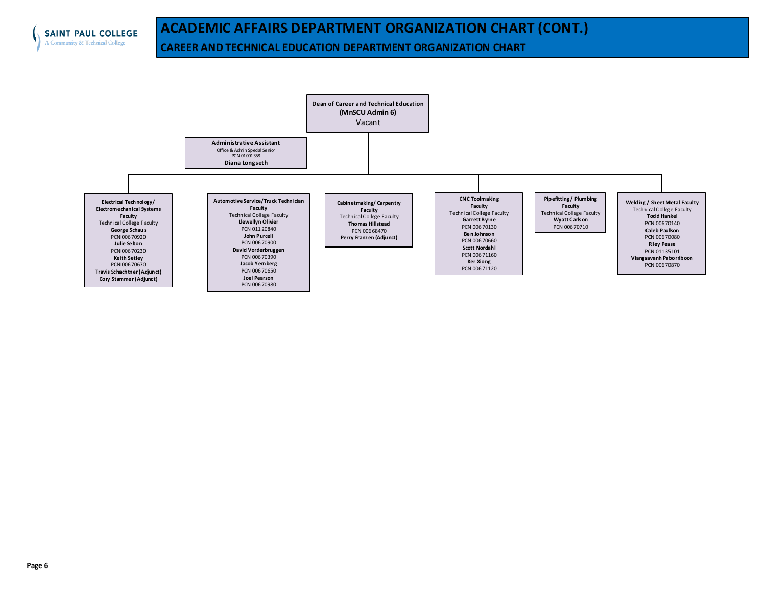SAINT PAUL COLLEGE
A Community & Technical College

# ACADEMIC AFFAIRS DEPARTMENT ORGANIZATION CHART (CONT.)

## CAREER AND TECHNICAL EDUCATION DEPARTMENT ORGANIZATION CHART

**Dean of Career and Technical Education**
**(MnSCU Admin 6)**
Vacant

**Administrative Assistant**
Office & Admin Special Senior
PCN 01001358
**Diana Longseth**

**Electrical Technology/ Electromechanical Systems Faculty**
Technical College Faculty
**George Schaus**
PCN 00670920
**Julie Selton**
PCN 00670230
**Keith Setley**
PCN 00670670
**Travis Schachtner (Adjunct)**
**Cory Stammer (Adjunct)**

**Automotive Service/Truck Technician Faculty**
Technical College Faculty
**Llewellyn Olivier**
PCN 01120840
**John Purcell**
PCN 00670900
**David Vorderbruggen**
PCN 00670390
**Jacob Yemberg**
PCN 00670650
**Joel Pearson**
PCN 00670980

**Cabinetmaking/ Carpentry Faculty**
Technical College Faculty
**Thomas Hillstead**
PCN 00668470
**Perry Franzen (Adjunct)**

**CNC Toolmaking Faculty**
Technical College Faculty
**Garrett Byrne**
PCN 00670130
**Ben Johnson**
PCN 00670660
**Scott Nordahl**
PCN 00671160
**Ker Xiong**
PCN 00671120

**Pipefitting/ Plumbing Faculty**
Technical College Faculty
**Wyatt Carlson**
PCN 00670710

**Welding/ Sheet Metal Faculty**
Technical College Faculty
**Todd Hankel**
PCN 00670140
**Caleb Paulson**
PCN 00670080
**Riley Pease**
PCN 01135101
**Viangsavanh Paborriboon**
PCN 00670870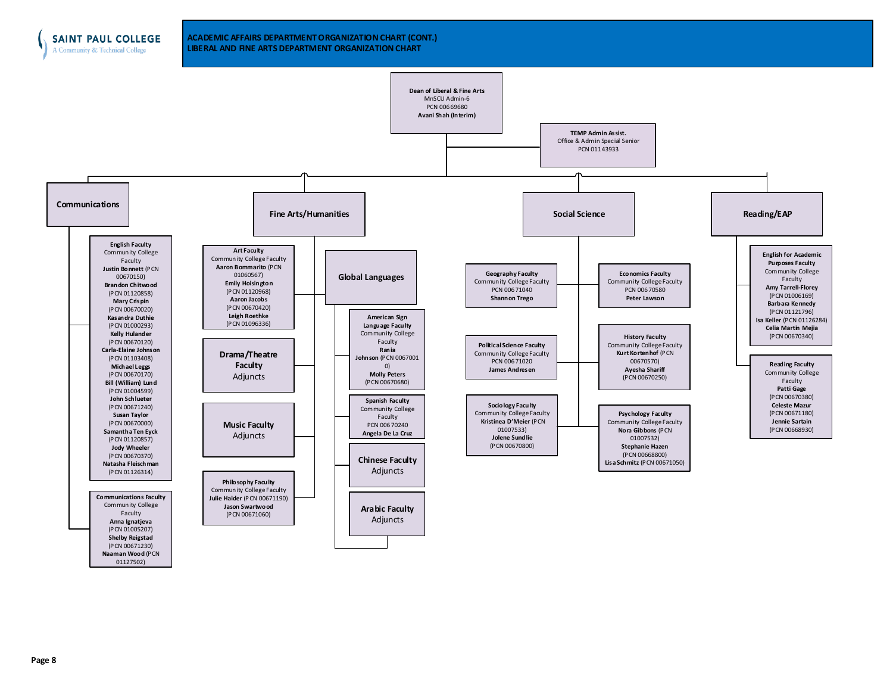# ACADEMIC AFFAIRS DEPARTMENT ORGANIZATION CHART (CONT.)
## LIBERAL AND FINE ARTS DEPARTMENT ORGANIZATION CHART

**Dean of Liberal & Fine Arts**
MnSCU Admin-6
PCN 00669680
**Avani Shah (Interim)**

**TEMP Admin Assist.**
Office & Admin Special Senior
PCN 01143933

### Communications

**English Faculty**
Community College Faculty
- **Justin Bonnett** (PCN 00670150)
- **Brandon Chitwood** (PCN 01120858)
- **Mary Crispin** (PCN 00670020)
- **Kasandra Duthie** (PCN 01000293)
- **Kelly Hulander** (PCN 00670120)
- **Carla-Elaine Johnson** (PCN 01103408)
- **Michael Leggs** (PCN 00670170)
- **Bill (William) Lund** (PCN 01004599)
- **John Schlueter** (PCN 00671240)
- **Susan Taylor** (PCN 00670000)
- **Samantha Ten Eyck** (PCN 01120857)
- **Jody Wheeler** (PCN 00670370)
- **Natasha Fleischman** (PCN 01126314)

**Communications Faculty**
Community College Faculty
- **Anna Ignatjeva** (PCN 01005207)
- **Shelby Reigstad** (PCN 00671230)
- **Naaman Wood** (PCN 01127502)

### Fine Arts/Humanities

**Art Faculty**
Community College Faculty
- **Aaron Bommarito** (PCN 01060567)
- **Emily Hoisington** (PCN 01120968)
- **Aaron Jacobs** (PCN 00670420)
- **Leigh Roethke** (PCN 01096336)

**Drama/Theatre Faculty**
Adjuncts

**Music Faculty**
Adjuncts

**Philosophy Faculty**
Community College Faculty
- **Julie Haider** (PCN 00671190)
- **Jason Swartwood** (PCN 00671060)

#### Global Languages

**American Sign Language Faculty**
Community College Faculty
- **Rania Johnson** (PCN 00670010)
- **Molly Peters** (PCN 00670680)

**Spanish Faculty**
Community College Faculty
PCN 00670240
- **Angela De La Cruz**

**Chinese Faculty**
Adjuncts

**Arabic Faculty**
Adjuncts

### Social Science

**Geography Faculty**
Community College Faculty
PCN 00671040
- **Shannon Trego**

**Economics Faculty**
Community College Faculty
PCN 00670580
- **Peter Lawson**

**Political Science Faculty**
Community College Faculty
PCN 00671020
- **James Andresen**

**History Faculty**
Community College Faculty
- **Kurt Kortenhof** (PCN 00670570)
- **Ayesha Shariff** (PCN 00670250)

**Sociology Faculty**
Community College Faculty
- **Kristinea D'Meier** (PCN 01007533)
- **Jolene Sundlie** (PCN 00670800)

**Psychology Faculty**
Community College Faculty
- **Nora Gibbons** (PCN 01007532)
- **Stephanie Hazen** (PCN 00668800)
- **Lisa Schmitz** (PCN 00671050)

### Reading/EAP

**English for Academic Purposes Faculty**
Community College Faculty
- **Amy Tarrell-Florey** (PCN 01006169)
- **Barbara Kennedy** (PCN 01121796)
- **Isa Keller** (PCN 01126284)
- **Celia Martin Mejia** (PCN 00670340)

**Reading Faculty**
Community College Faculty
- **Patti Gage** (PCN 00670380)
- **Celeste Mazur** (PCN 00671180)
- **Jennie Sartain** (PCN 00668930)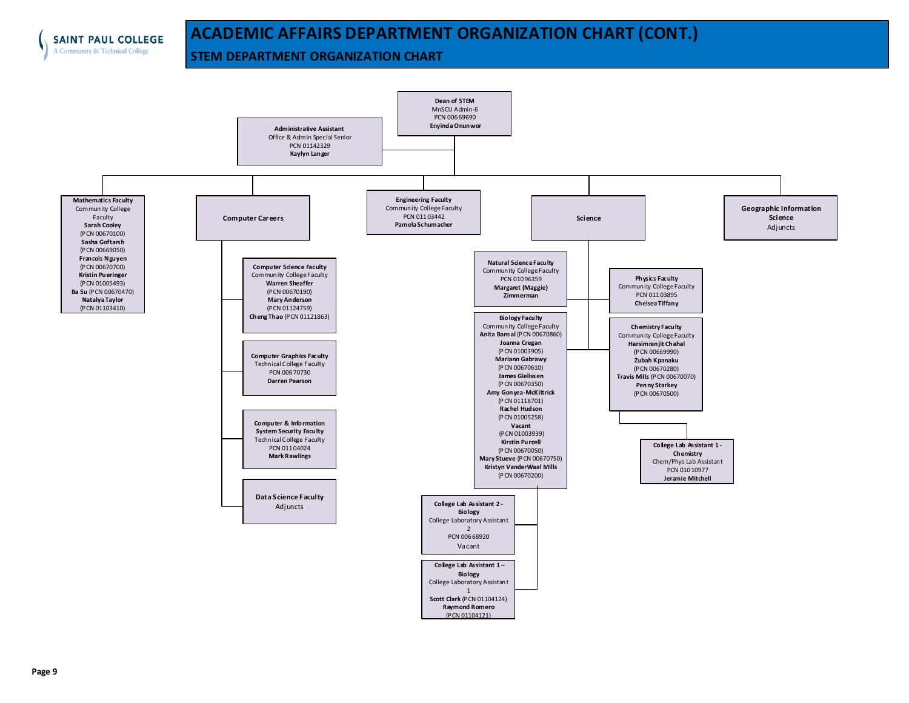# ACADEMIC AFFAIRS DEPARTMENT ORGANIZATION CHART (CONT.)

## STEM DEPARTMENT ORGANIZATION CHART

**Dean of STEM**
MnSCU Admin-6
PCN 00669690
**Enyinda Onunwor**

**Administrative Assistant**
Office & Admin Special Senior
PCN 01142329
**Kaylyn Langer**

**Mathematics Faculty**
Community College Faculty
**Sarah Cooley** (PCN 00670100)
**Sasha Goftarsh** (PCN 00669050)
**Francois Nguyen** (PCN 00670700)
**Kristin Pueringer** (PCN 01005493)
**Ba Su** (PCN 00670470)
**Natalya Taylor** (PCN 01103410)

**Computer Careers**

- **Computer Science Faculty**
  Community College Faculty
  **Warren Sheaffer** (PCN 00670190)
  **Mary Anderson** (PCN 01124759)
  **Cheng Thao** (PCN 01121863)

- **Computer Graphics Faculty**
  Technical College Faculty
  PCN 00670730
  **Darren Pearson**

- **Computer & Information System Security Faculty**
  Technical College Faculty
  PCN 01104024
  **Mark Rawlings**

- **Data Science Faculty**
  Adjuncts

**Engineering Faculty**
Community College Faculty
PCN 01103442
**Pamela Schumacher**

**Science**

- **Natural Science Faculty**
  Community College Faculty
  PCN 01096359
  **Margaret (Maggie) Zimmerman**

- **Physics Faculty**
  Community College Faculty
  PCN 01103895
  **Chelsea Tiffany**

- **Biology Faculty**
  Community College Faculty
  **Anita Bansal** (PCN 00670860)
  **Joanna Cregan** (PCN 01003905)
  **Mariann Gabrawy** (PCN 00670610)
  **James Gielissen** (PCN 00670350)
  **Amy Gonyea-McKittrick** (PCN 01118701)
  **Rachel Hudson** (PCN 01005258)
  **Vacant** (PCN 01003939)
  **Kirstin Purcell** (PCN 00670050)
  **Mary Stueve** (PCN 00670750)
  **Kristyn VanderWaal Mills** (PCN 00670200)

  - **College Lab Assistant 2 - Biology**
    College Laboratory Assistant 2
    PCN 00668920
    Vacant

  - **College Lab Assistant 1 – Biology**
    College Laboratory Assistant 1
    **Scott Clark** (PCN 01104124)
    **Raymond Romero** (PCN 01104121)

- **Chemistry Faculty**
  Community College Faculty
  **Harsimranjit Chahal** (PCN 00669990)
  **Zubah Kpanaku** (PCN 00670280)
  **Travis Mills** (PCN 00670070)
  **Penny Starkey** (PCN 00670500)

  - **College Lab Assistant 1 - Chemistry**
    Chem/Phys Lab Assistant
    PCN 01010977
    **Jeramie Mitchell**

**Geographic Information Science**
Adjuncts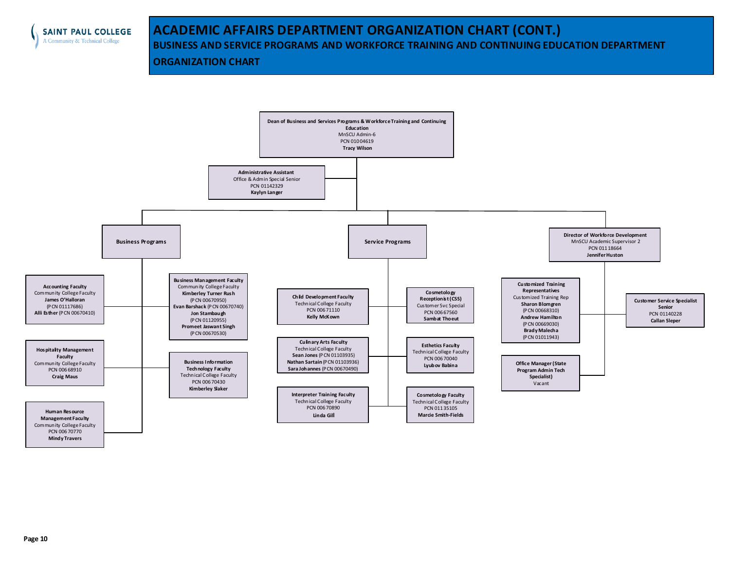SAINT PAUL COLLEGE
A Community & Technical College

# ACADEMIC AFFAIRS DEPARTMENT ORGANIZATION CHART (CONT.)

## BUSINESS AND SERVICE PROGRAMS AND WORKFORCE TRAINING AND CONTINUING EDUCATION DEPARTMENT ORGANIZATION CHART

**Dean of Business and Services Programs & Workforce Training and Continuing Education**
MnSCU Admin-6
PCN 01004619
**Tracy Wilson**

**Administrative Assistant**
Office & Admin Special Senior
PCN 01142329
**Kaylyn Langer**

**Business Programs**

**Accounting Faculty**
Community College Faculty
**James O'Halloran**
(PCN 01117686)
**Alli Esther** (PCN 00670410)

**Business Management Faculty**
Community College Faculty
**Kimberley Turner Rush**
(PCN 00670950)
**Evan Barshack** (PCN 00670740)
**Jon Stambaugh**
(PCN 01120955)
**Promeet Jaswant Singh**
(PCN 00670530)

**Hospitality Management Faculty**
Community College Faculty
PCN 00668910
**Craig Maus**

**Business Information Technology Faculty**
Technical College Faculty
PCN 00670430
**Kimberley Slaker**

**Human Resource Management Faculty**
Community College Faculty
PCN 00670770
**Mindy Travers**

**Service Programs**

**Child Development Faculty**
Technical College Faculty
PCN 00671110
**Kelly McKown**

**Cosmetology Receptionist (CSS)**
Customer Svc Special
PCN 00667560
**Sambat Thoeut**

**Culinary Arts Faculty**
Technical College Faculty
**Sean Jones** (PCN 01103935)
**Nathan Sartain** (PCN 01103936)
**Sara Johannes** (PCN 00670490)

**Esthetics Faculty**
Technical College Faculty
PCN 00670040
**Lyubov Babina**

**Interpreter Training Faculty**
Technical College Faculty
PCN 00670890
**Linda Gill**

**Cosmetology Faculty**
Technical College Faculty
PCN 01135105
**Marcie Smith-Fields**

**Director of Workforce Development**
MnSCU Academic Supervisor 2
PCN 01118664
**Jennifer Huston**

**Customized Training Representatives**
Customized Training Rep
**Sharon Blomgren**
(PCN 00668310)
**Andrew Hamilton**
(PCN 00669030)
**Brady Malecha**
(PCN 01011943)

**Customer Service Specialist Senior**
PCN 01140228
**Callan Sleper**

**Office Manager (State Program Admin Tech Specialist)**
Vacant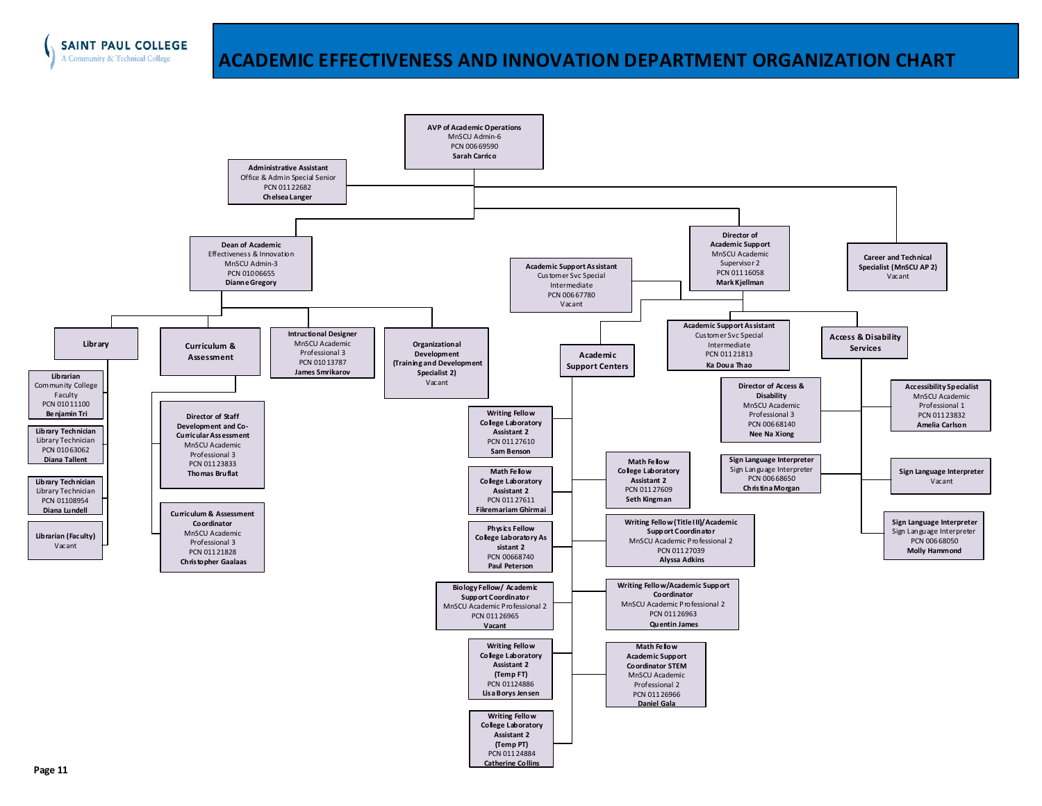SAINT PAUL COLLEGE
A Community & Technical College

# ACADEMIC EFFECTIVENESS AND INNOVATION DEPARTMENT ORGANIZATION CHART

**AVP of Academic Operations**
MnSCU Admin-6
PCN 00669590
**Sarah Carrico**

**Administrative Assistant**
Office & Admin Special Senior
PCN 01122682
**Chelsea Langer**

**Dean of Academic**
Effectiveness & Innovation
MnSCU Admin-3
PCN 01006655
**Dianne Gregory**

**Director of**
**Academic Support**
MnSCU Academic
Supervisor 2
PCN 01116058
**Mark Kjellman**

**Career and Technical Specialist (MnSCU AP 2)**
Vacant

**Library**

**Librarian**
Community College
Faculty
PCN 01011100
**Benjamin Tri**

**Library Technician**
Library Technician
PCN 01063062
**Diana Tallent**

**Library Technician**
Library Technician
PCN 01108954
**Diana Lundell**

**Librarian (Faculty)**
Vacant

**Curriculum & Assessment**

**Director of Staff Development and Co-Curricular Assessment**
MnSCU Academic
Professional 3
PCN 01123833
**Thomas Bruflat**

**Curriculum & Assessment Coordinator**
MnSCU Academic
Professional 3
PCN 01121828
**Christopher Gaalaas**

**Intructional Designer**
MnSCU Academic
Professional 3
PCN 01013787
**James Smrikarov**

**Organizational Development (Training and Development Specialist 2)**
Vacant

**Academic Support Assistant**
Customer Svc Special
Intermediate
PCN 00667780
Vacant

**Academic Support Assistant**
Customer Svc Special
Intermediate
PCN 01121813
**Ka Doua Thao**

**Academic Support Centers**

**Writing Fellow**
**College Laboratory Assistant 2**
PCN 01127610
**Sam Benson**

**Math Fellow**
**College Laboratory Assistant 2**
PCN 01127611
**Fikremariam Ghirmai**

**Physics Fellow**
**College Laboratory Assistant 2**
PCN 00668740
**Paul Peterson**

**Biology Fellow/ Academic Support Coordinator**
MnSCU Academic Professional 2
PCN 01126965
**Vacant**

**Writing Fellow**
**College Laboratory Assistant 2**
**(Temp FT)**
PCN 01124886
**Lisa Borys Jensen**

**Writing Fellow**
**College Laboratory Assistant 2**
**(Temp PT)**
PCN 01124884
**Catherine Collins**

**Math Fellow**
**College Laboratory Assistant 2**
PCN 01127609
**Seth Kingman**

**Writing Fellow (Title III)/Academic Support Coordinator**
MnSCU Academic Professional 2
PCN 01127039
**Alyssa Adkins**

**Writing Fellow/Academic Support Coordinator**
MnSCU Academic Professional 2
PCN 01126963
**Quentin James**

**Math Fellow**
**Academic Support Coordinator STEM**
MnSCU Academic
Professional 2
PCN 01126966
**Daniel Gala**

**Access & Disability Services**

**Director of Access & Disability**
MnSCU Academic
Professional 3
PCN 00668140
**Nee Na Xiong**

**Sign Language Interpreter**
Sign Language Interpreter
PCN 00668650
**Christina Morgan**

**Accessibility Specialist**
MnSCU Academic
Professional 1
PCN 01123832
**Amelia Carlson**

**Sign Language Interpreter**
Vacant

**Sign Language Interpreter**
Sign Language Interpreter
PCN 00668050
**Molly Hammond**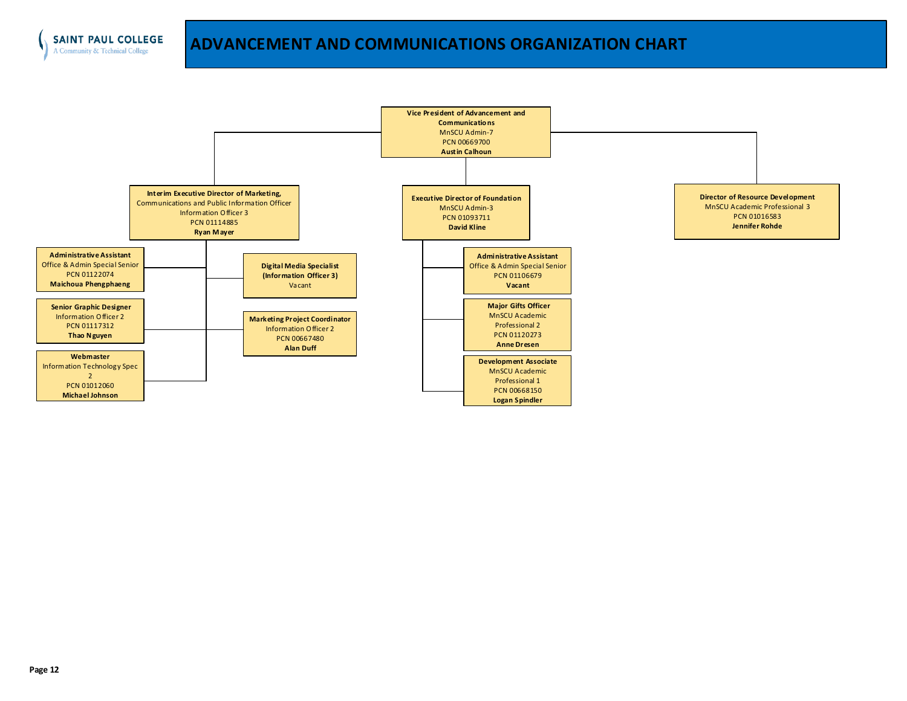SAINT PAUL COLLEGE
A Community & Technical College

# ADVANCEMENT AND COMMUNICATIONS ORGANIZATION CHART

**Vice President of Advancement and Communications**
MnSCU Admin-7
PCN 00669700
**Austin Calhoun**

**Interim Executive Director of Marketing,**
Communications and Public Information Officer
Information Officer 3
PCN 01114885
**Ryan Mayer**

**Administrative Assistant**
Office & Admin Special Senior
PCN 01122074
**Maichoua Phengphaeng**

**Senior Graphic Designer**
Information Officer 2
PCN 01117312
**Thao Nguyen**

**Webmaster**
Information Technology Spec 2
PCN 01012060
**Michael Johnson**

**Digital Media Specialist (Information Officer 3)**
Vacant

**Marketing Project Coordinator**
Information Officer 2
PCN 00667480
**Alan Duff**

**Executive Director of Foundation**
MnSCU Admin-3
PCN 01093711
**David Kline**

**Administrative Assistant**
Office & Admin Special Senior
PCN 01106679
**Vacant**

**Major Gifts Officer**
MnSCU Academic Professional 2
PCN 01120273
**Anne Dresen**

**Development Associate**
MnSCU Academic Professional 1
PCN 00668150
**Logan Spindler**

**Director of Resource Development**
MnSCU Academic Professional 3
PCN 01016583
**Jennifer Rohde**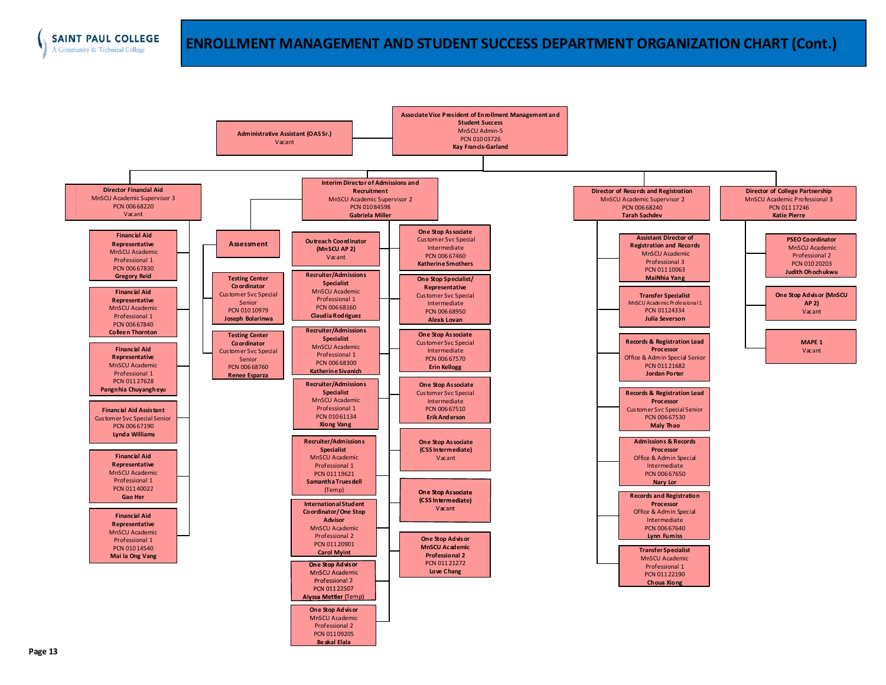SAINT PAUL COLLEGE
A Community & Technical College

# ENROLLMENT MANAGEMENT AND STUDENT SUCCESS DEPARTMENT ORGANIZATION CHART (Cont.)

**Associate Vice President of Enrollment Management and Student Success**
MnSCU Admin-5
PCN 01003726
**Kay Francis-Garland**

**Administrative Assistant (OAS Sr.)**
Vacant

---

**Director Financial Aid**
MnSCU Academic Supervisor 3
PCN 00668220
Vacant

- **Financial Aid Representative**, MnSCU Academic Professional 1, PCN 00667830, **Gregory Reid**
- **Financial Aid Representative**, MnSCU Academic Professional 1, PCN 00667840, **Colleen Thornton**
- **Financial Aid Representative**, MnSCU Academic Professional 1, PCN 01127628, **Pangnhia Chuyangheyu**
- **Financial Aid Assistant**, Customer Svc Special Senior, PCN 00667190, **Lynda Williams**
- **Financial Aid Representative**, MnSCU Academic Professional 1, PCN 01140022, **Gao Her**
- **Financial Aid Representative**, MnSCU Academic Professional 1, PCN 01014540, **Mai la Ong Vang**

---

**Interim Director of Admissions and Recruitment**
MnSCU Academic Supervisor 2
PCN 01084598
**Gabriela Miller**

**Assessment**
- **Testing Center Coordinator**, Customer Svc Special Senior, PCN 01010979, **Joseph Bolarinwa**
- **Testing Center Coordinator**, Customer Svc Special Senior, PCN 00668760, **Renee Esparza**

- **Outreach Coordinator (MnSCU AP 2)**, Vacant
- **Recruiter/Admissions Specialist**, MnSCU Academic Professional 1, PCN 00668160, **Claudia Rodriguez**
- **Recruiter/Admissions Specialist**, MnSCU Academic Professional 1, PCN 00668300, **Katherine Sivanich**
- **Recruiter/Admissions Specialist**, MnSCU Academic Professional 1, PCN 01061134, **Xiong Vang**
- **Recruiter/Admissions Specialist**, MnSCU Academic Professional 1, PCN 01119621, **Samantha Truesdell** (Temp)
- **International Student Coordinator/One Stop Advisor**, MnSCU Academic Professional 2, PCN 01120901, **Carol Myint**
- **One Stop Advisor**, MnSCU Academic Professional 2, PCN 01122507, **Alyssa Mettler** (Temp)
- **One Stop Advisor**, MnSCU Academic Professional 2, PCN 01109205, **Beakal Elala**
- **One Stop Associate**, Customer Svc Special Intermediate, PCN 00667460, **Katherine Smothers**
- **One Stop Specialist/ Representative**, Customer Svc Special Intermediate, PCN 00668950, **Alexis Lovan**
- **One Stop Associate**, Customer Svc Special Intermediate, PCN 00667570, **Erin Kellogg**
- **One Stop Associate**, Customer Svc Special Intermediate, PCN 00667510, **Erik Anderson**
- **One Stop Associate (CSS Intermediate)**, Vacant
- **One Stop Associate (CSS Intermediate)**, Vacant
- **One Stop Advisor MnSCU Academic Professional 2**, PCN 01121272, **Love Chang**

---

**Director of Records and Registration**
MnSCU Academic Supervisor 2
PCN 00668240
**Tarah Sachdev**

- **Assistant Director of Registration and Records**, MnSCU Academic Professional 3, PCN 01110063, **MaiNhia Yang**
- **Transfer Specialist**, MnSCU Academic Professional 1, PCN 01124334, **Julia Severson**
- **Records & Registration Lead Processor**, Office & Admin Special Senior, PCN 01121682, **Jordan Porter**
- **Records & Registration Lead Processor**, Customer Svc Special Senior, PCN 00667530, **Maly Thao**
- **Admissions & Records Processor**, Office & Admin Special Intermediate, PCN 00667650, **Nary Lor**
- **Records and Registration Processor**, Office & Admin Special Intermediate, PCN 00667640, **Lynn Furniss**
- **Transfer Specialist**, MnSCU Academic Professional 1, PCN 01122190, **Choua Xiong**

---

**Director of College Partnership**
MnSCU Academic Professional 3
PCN 01117246
**Katie Pierre**

- **PSEO Coordinator**, MnSCU Academic Professional 2, PCN 01020203, **Judith Ohochukwu**
- **One Stop Advisor (MnSCU AP 2)**, Vacant
- **MAPE 1**, Vacant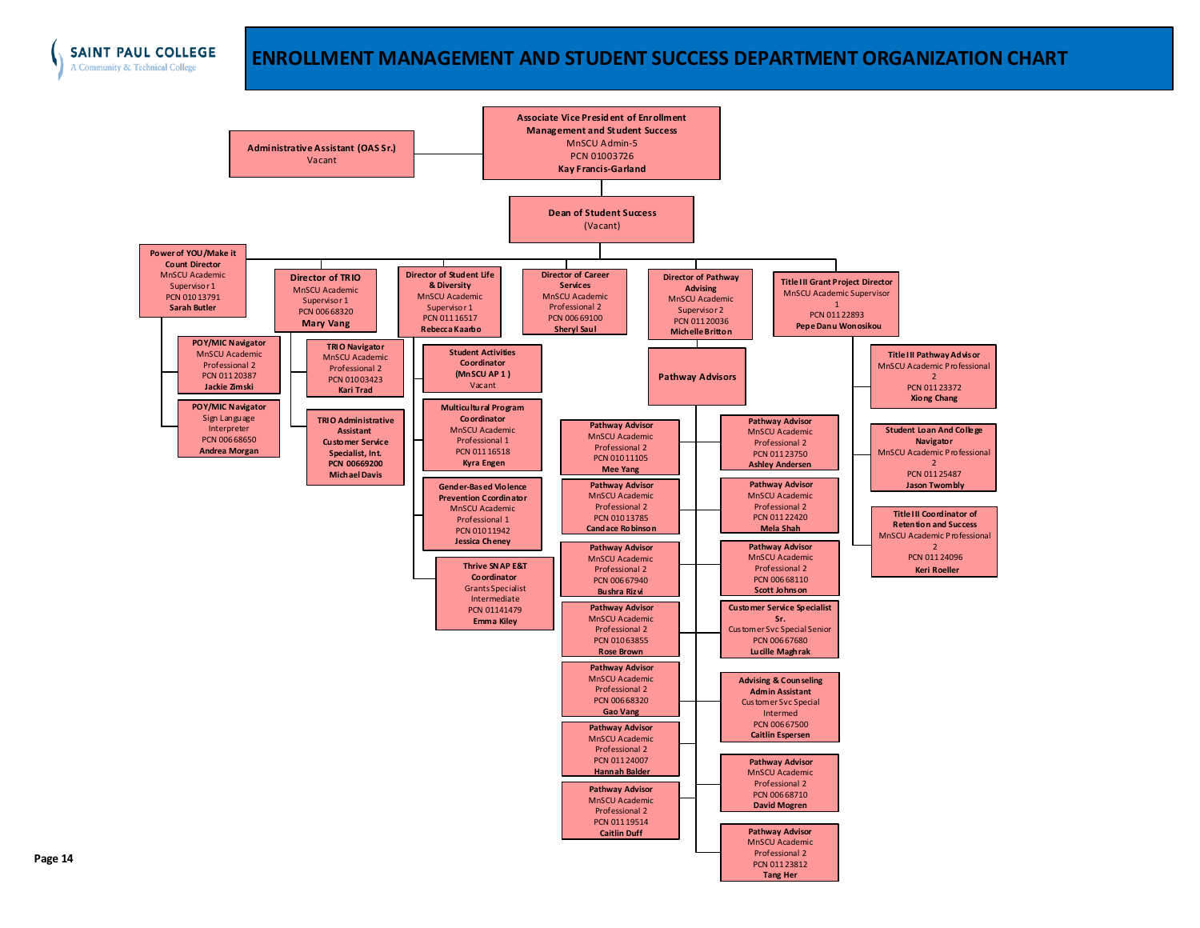SAINT PAUL COLLEGE
A Community & Technical College

# ENROLLMENT MANAGEMENT AND STUDENT SUCCESS DEPARTMENT ORGANIZATION CHART

**Associate Vice President of Enrollment Management and Student Success**
MnSCU Admin-5
PCN 01003726
**Kay Francis-Garland**

**Administrative Assistant (OAS Sr.)**
Vacant

**Dean of Student Success**
(Vacant)

**Power of YOU/Make it Count Director**
MnSCU Academic Supervisor 1
PCN 01013791
**Sarah Butler**

- **POY/MIC Navigator**
  MnSCU Academic Professional 2
  PCN 01120387
  **Jackie Zimski**
- **POY/MIC Navigator**
  Sign Language Interpreter
  PCN 00668650
  **Andrea Morgan**

**Director of TRIO**
MnSCU Academic Supervisor 1
PCN 00668320
**Mary Vang**

- **TRIO Navigator**
  MnSCU Academic Professional 2
  PCN 01003423
  **Kari Trad**
- **TRIO Administrative Assistant**
  **Customer Service Specialist, Int.**
  **PCN 00669200**
  **Michael Davis**

**Director of Student Life & Diversity**
MnSCU Academic Supervisor 1
PCN 01116517
**Rebecca Kaarbo**

- **Student Activities Coordinator (MnSCU AP 1)**
  Vacant
- **Multicultural Program Coordinator**
  MnSCU Academic Professional 1
  PCN 01116518
  **Kyra Engen**
- **Gender-Based Violence Prevention Coordinator**
  MnSCU Academic Professional 1
  PCN 01011942
  **Jessica Cheney**
- **Thrive SNAP E&T Coordinator**
  Grants Specialist Intermediate
  PCN 01141479
  **Emma Kiley**

**Director of Career Services**
MnSCU Academic Professional 2
PCN 00669100
**Sheryl Saul**

**Director of Pathway Advising**
MnSCU Academic Supervisor 2
PCN 01120036
**Michelle Britton**

**Pathway Advisors**

- **Pathway Advisor**, MnSCU Academic Professional 2, PCN 01011105, **Mee Yang**
- **Pathway Advisor**, MnSCU Academic Professional 2, PCN 01013785, **Candace Robinson**
- **Pathway Advisor**, MnSCU Academic Professional 2, PCN 00667940, **Bushra Rizvi**
- **Pathway Advisor**, MnSCU Academic Professional 2, PCN 01063855, **Rose Brown**
- **Pathway Advisor**, MnSCU Academic Professional 2, PCN 00668320, **Gao Vang**
- **Pathway Advisor**, MnSCU Academic Professional 2, PCN 01124007, **Hannah Balder**
- **Pathway Advisor**, MnSCU Academic Professional 2, PCN 01119514, **Caitlin Duff**
- **Pathway Advisor**, MnSCU Academic Professional 2, PCN 01123750, **Ashley Andersen**
- **Pathway Advisor**, MnSCU Academic Professional 2, PCN 01122420, **Mela Shah**
- **Pathway Advisor**, MnSCU Academic Professional 2, PCN 00668110, **Scott Johnson**
- **Customer Service Specialist Sr.**, Customer Svc Special Senior, PCN 00667680, **Lucille Maghrak**
- **Advising & Counseling Admin Assistant**, Customer Svc Special Intermed, PCN 00667500, **Caitlin Espersen**
- **Pathway Advisor**, MnSCU Academic Professional 2, PCN 00668710, **David Mogren**
- **Pathway Advisor**, MnSCU Academic Professional 2, PCN 01123812, **Tang Her**

**Title III Grant Project Director**
MnSCU Academic Supervisor 1
PCN 01122893
**Pepe Danu Wonosikou**

- **Title III Pathway Advisor**
  MnSCU Academic Professional 2
  PCN 01123372
  **Xiong Chang**
- **Student Loan And College Navigator**
  MnSCU Academic Professional 2
  PCN 01125487
  **Jason Twombly**
- **Title III Coordinator of Retention and Success**
  MnSCU Academic Professional 2
  PCN 01124096
  **Keri Roeller**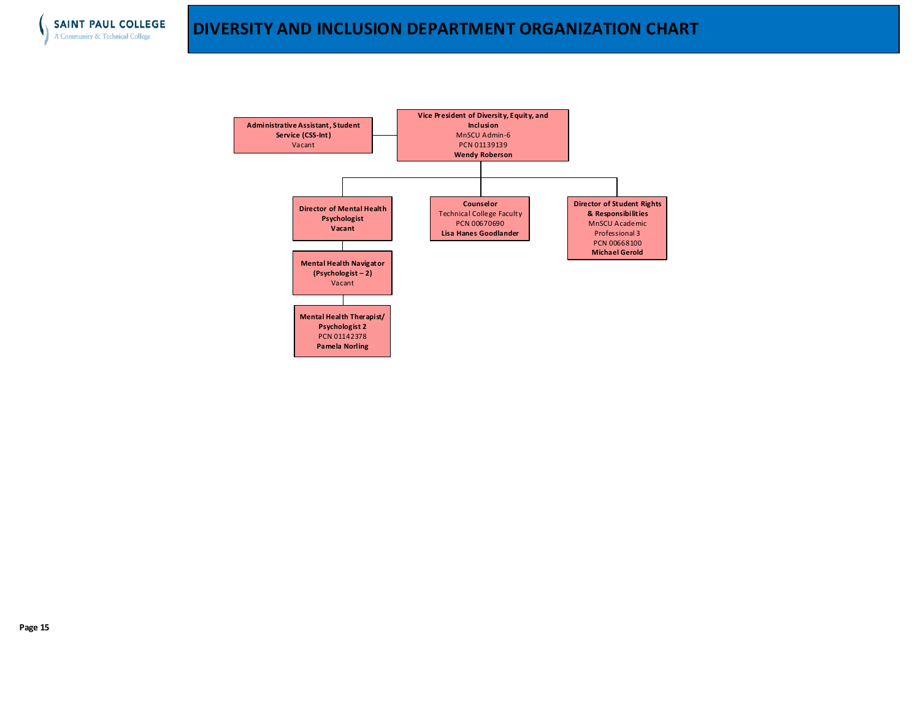SAINT PAUL COLLEGE
A Community & Technical College

# DIVERSITY AND INCLUSION DEPARTMENT ORGANIZATION CHART

**Vice President of Diversity, Equity, and Inclusion**
MnSCU Admin-6
PCN 01139139
**Wendy Roberson**

- **Administrative Assistant, Student Service (CSS-Int)**
  Vacant

- **Director of Mental Health Psychologist**
  **Vacant**
  - **Mental Health Navigator (Psychologist – 2)**
    Vacant
    - **Mental Health Therapist/ Psychologist 2**
      PCN 01142378
      **Pamela Norling**

- **Counselor**
  Technical College Faculty
  PCN 00670690
  **Lisa Hanes Goodlander**

- **Director of Student Rights & Responsibilities**
  MnSCU Academic Professional 3
  PCN 00668100
  **Michael Gerold**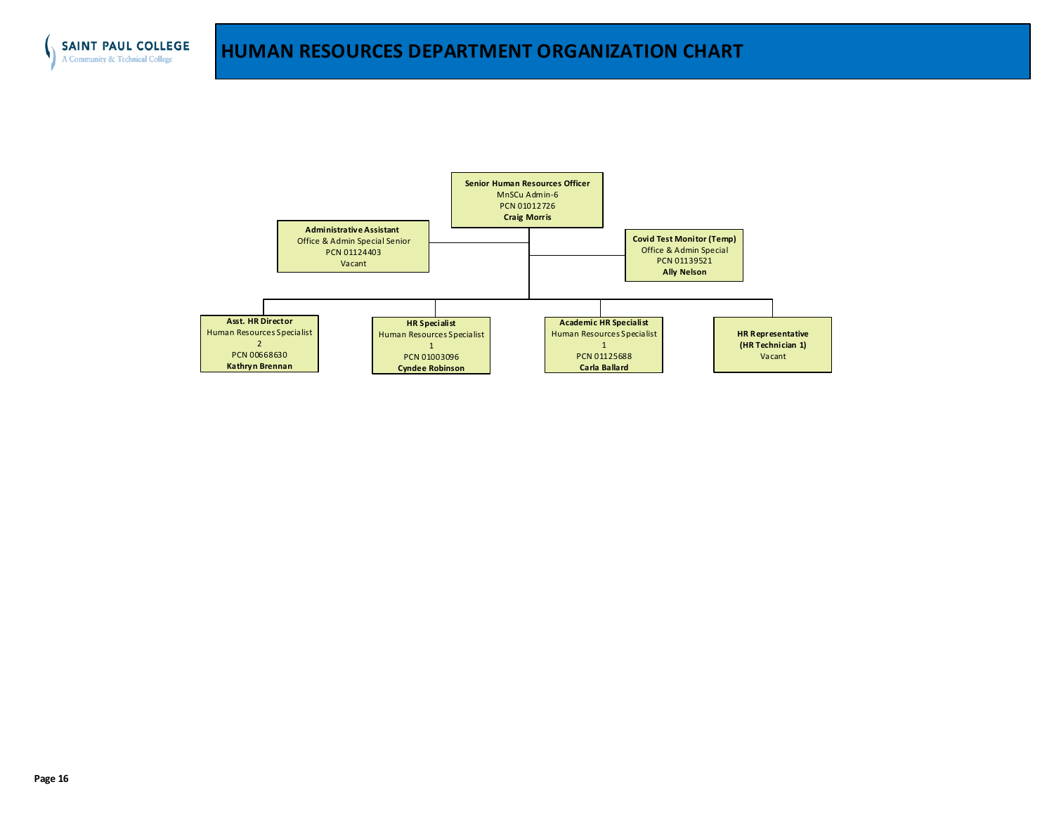SAINT PAUL COLLEGE
A Community & Technical College

# HUMAN RESOURCES DEPARTMENT ORGANIZATION CHART

**Senior Human Resources Officer**
MnSCu Admin-6
PCN 01012726
**Craig Morris**

**Administrative Assistant**
Office & Admin Special Senior
PCN 01124403
Vacant

**Covid Test Monitor (Temp)**
Office & Admin Special
PCN 01139521
**Ally Nelson**

**Asst. HR Director**
Human Resources Specialist 2
PCN 00668630
**Kathryn Brennan**

**HR Specialist**
Human Resources Specialist 1
PCN 01003096
**Cyndee Robinson**

**Academic HR Specialist**
Human Resources Specialist 1
PCN 01125688
**Carla Ballard**

**HR Representative**
**(HR Technician 1)**
Vacant